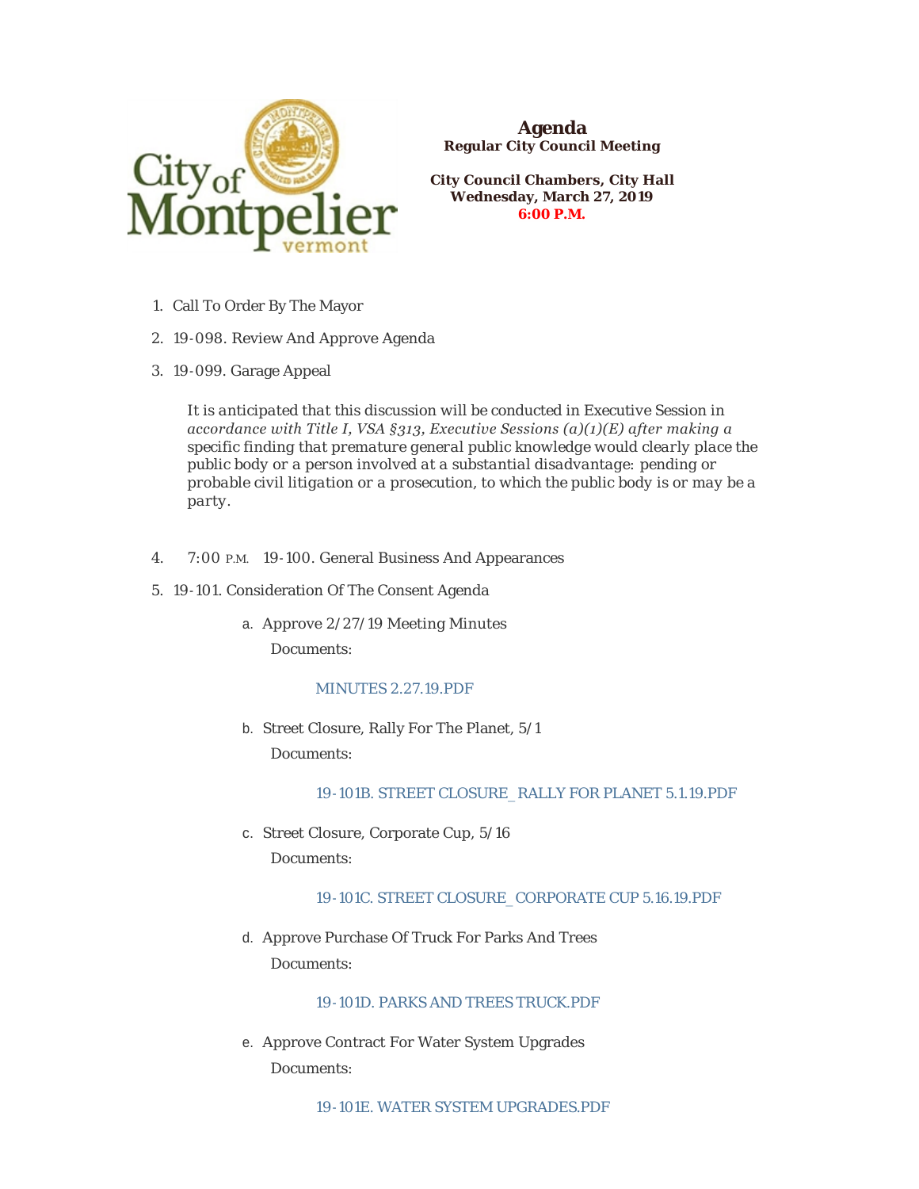# Agenda

**Regular City Council Meeting**

**City Council Chambers, City Hall**
**Wednesday, March 27, 2019**
**6:00 P.M.**

1. Call To Order By The Mayor
2. 19-098. Review And Approve Agenda
3. 19-099. Garage Appeal

   *It is anticipated that this discussion will be conducted in Executive Session in accordance with Title I, VSA §313, Executive Sessions (a)(1)(E) after making a specific finding that premature general public knowledge would clearly place the public body or a person involved at a substantial disadvantage: pending or probable civil litigation or a prosecution, to which the public body is or may be a party.*

4. 7:00 P.M. 19-100. General Business And Appearances
5. 19-101. Consideration Of The Consent Agenda
   a. Approve 2/27/19 Meeting Minutes

      Documents:

      MINUTES 2.27.19.PDF

   b. Street Closure, Rally For The Planet, 5/1

      Documents:

      19-101B. STREET CLOSURE_ RALLY FOR PLANET 5.1.19.PDF

   c. Street Closure, Corporate Cup, 5/16

      Documents:

      19-101C. STREET CLOSURE_ CORPORATE CUP 5.16.19.PDF

   d. Approve Purchase Of Truck For Parks And Trees

      Documents:

      19-101D. PARKS AND TREES TRUCK.PDF

   e. Approve Contract For Water System Upgrades

      Documents:

      19-101E. WATER SYSTEM UPGRADES.PDF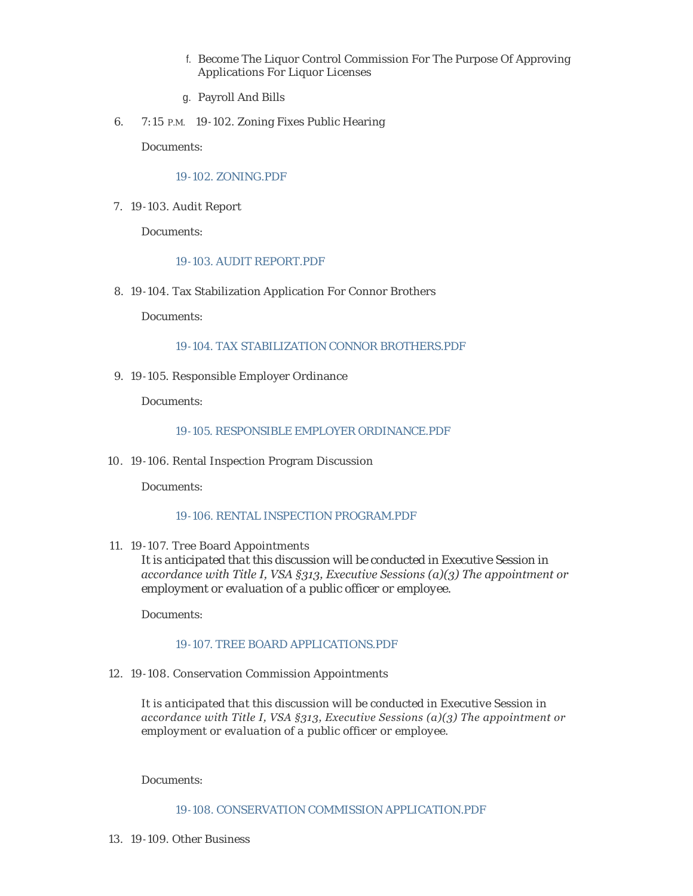f. Become The Liquor Control Commission For The Purpose Of Approving Applications For Liquor Licenses

   g. Payroll And Bills

6. 7:15 P.M. 19-102. Zoning Fixes Public Hearing

   Documents:

   19-102. ZONING.PDF

7. 19-103. Audit Report

   Documents:

   19-103. AUDIT REPORT.PDF

8. 19-104. Tax Stabilization Application For Connor Brothers

   Documents:

   19-104. TAX STABILIZATION CONNOR BROTHERS.PDF

9. 19-105. Responsible Employer Ordinance

   Documents:

   19-105. RESPONSIBLE EMPLOYER ORDINANCE.PDF

10. 19-106. Rental Inspection Program Discussion

    Documents:

    19-106. RENTAL INSPECTION PROGRAM.PDF

11. 19-107. Tree Board Appointments
    It is anticipated that this discussion will be conducted in Executive Session in *accordance with Title I, VSA §313, Executive Sessions (a)(3) The appointment or* employment or evaluation of a public officer or employee.

    Documents:

    19-107. TREE BOARD APPLICATIONS.PDF

12. 19-108. Conservation Commission Appointments

    It is anticipated that this discussion will be conducted in Executive Session in *accordance with Title I, VSA §313, Executive Sessions (a)(3) The appointment or* employment or evaluation of a public officer or employee.

    Documents:

    19-108. CONSERVATION COMMISSION APPLICATION.PDF

13. 19-109. Other Business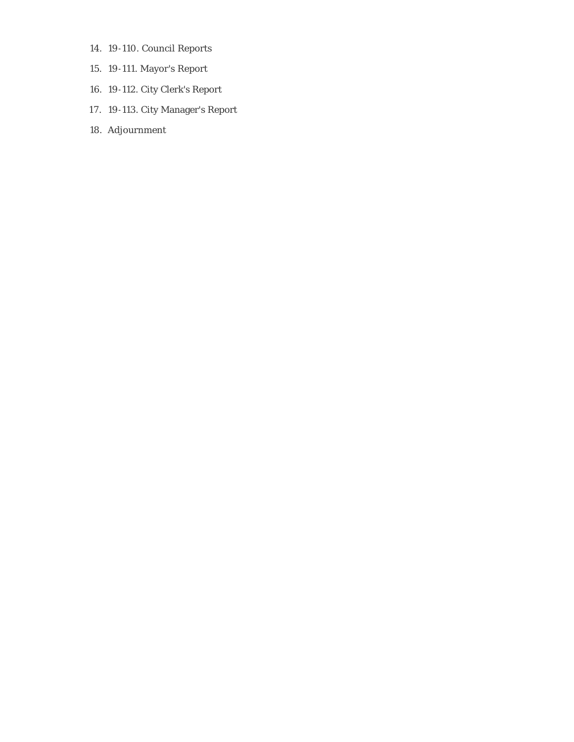14. 19-110. Council Reports
15. 19-111. Mayor's Report
16. 19-112. City Clerk's Report
17. 19-113. City Manager's Report
18. Adjournment